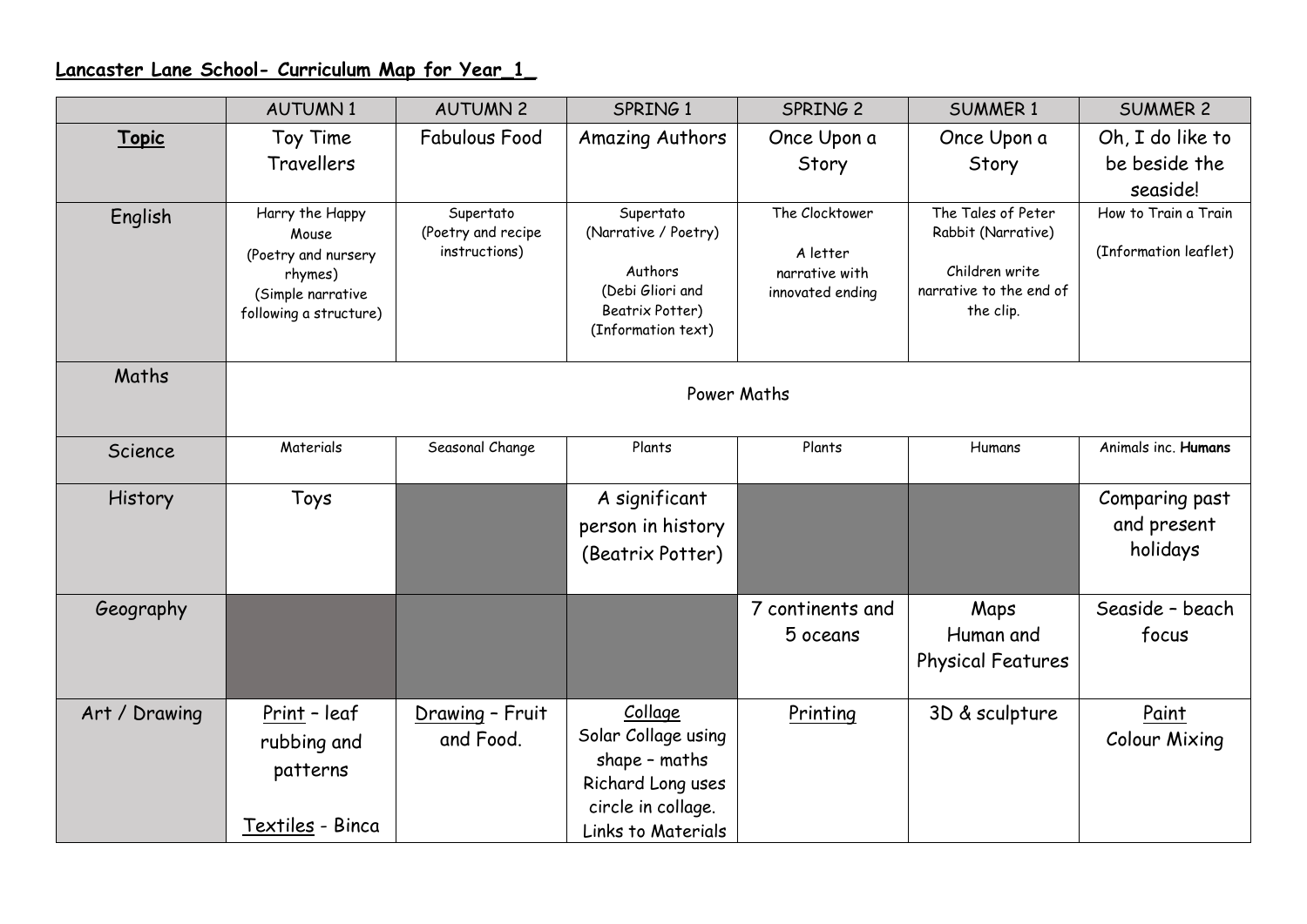**Lancaster Lane School- Curriculum Map for Year_1_**

| | AUTUMN 1 | AUTUMN 2 | SPRING 1 | SPRING 2 | SUMMER 1 | SUMMER 2 |
|---|---|---|---|---|---|---|
| **Topic** | Toy Time Travellers | Fabulous Food | Amazing Authors | Once Upon a Story | Once Upon a Story | Oh, I do like to be beside the seaside! |
| English | Harry the Happy Mouse (Poetry and nursery rhymes) (Simple narrative following a structure) | Supertato (Poetry and recipe instructions) | Supertato (Narrative / Poetry) Authors (Debi Gliori and Beatrix Potter) (Information text) | The Clocktower A letter narrative with innovated ending | The Tales of Peter Rabbit (Narrative) Children write narrative to the end of the clip. | How to Train a Train (Information leaflet) |
| Maths | Power Maths | | | | | |
| Science | Materials | Seasonal Change | Plants | Plants | Humans | Animals inc. **Humans** |
| History | Toys | | A significant person in history (Beatrix Potter) | | | Comparing past and present holidays |
| Geography | | | | 7 continents and 5 oceans | Maps Human and Physical Features | Seaside – beach focus |
| Art / Drawing | Print – leaf rubbing and patterns Textiles - Binca | Drawing – Fruit and Food. | Collage Solar Collage using shape – maths Richard Long uses circle in collage. Links to Materials | Printing | 3D & sculpture | Paint Colour Mixing |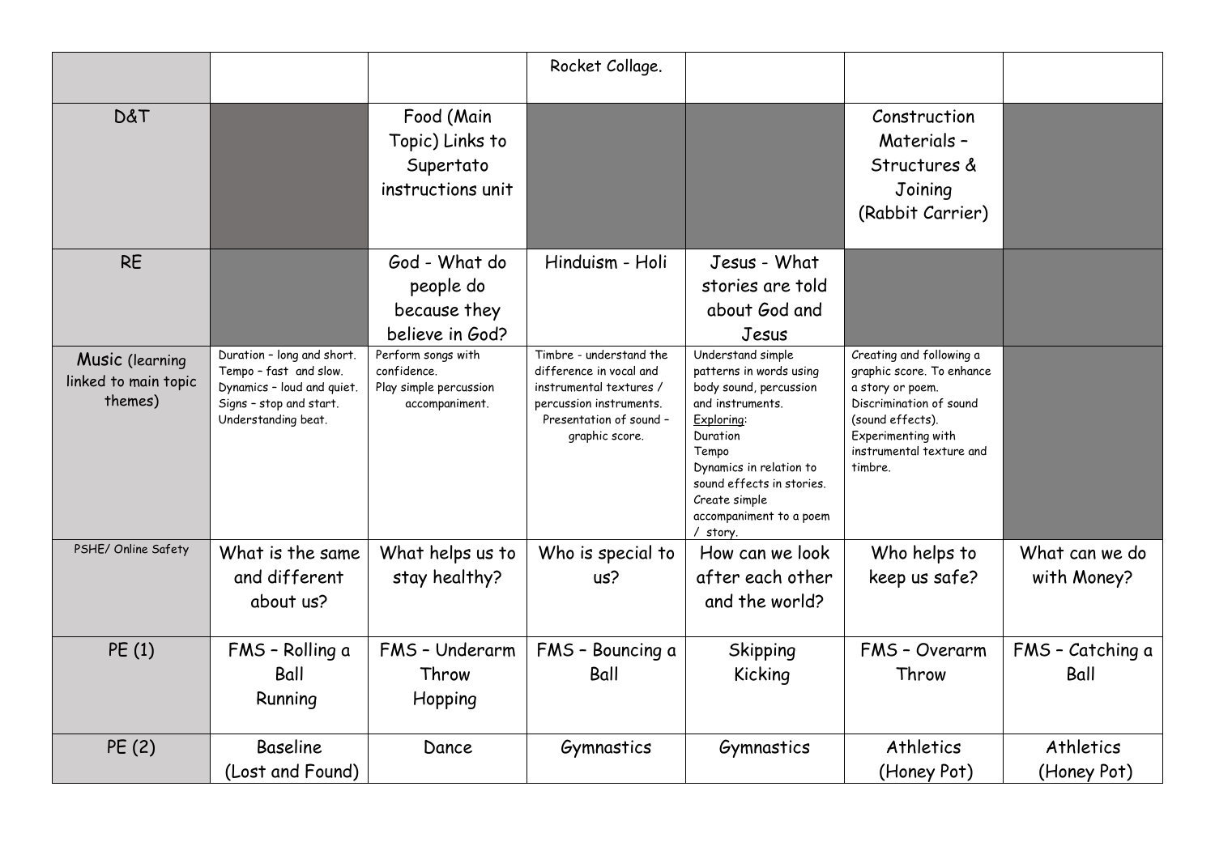| | | | | | | |
|---|---|---|---|---|---|---|
| | | | Rocket Collage. | | | |
| D&T | | Food (Main Topic) Links to Supertato instructions unit | | | Construction Materials – Structures & Joining (Rabbit Carrier) | |
| RE | | God - What do people do because they believe in God? | Hinduism - Holi | Jesus - What stories are told about God and Jesus | | |
| Music (learning linked to main topic themes) | Duration – long and short. Tempo – fast and slow. Dynamics – loud and quiet. Signs – stop and start. Understanding beat. | Perform songs with confidence. Play simple percussion accompaniment. | Timbre - understand the difference in vocal and instrumental textures / percussion instruments. Presentation of sound – graphic score. | Understand simple patterns in words using body sound, percussion and instruments. Exploring: Duration Tempo Dynamics in relation to sound effects in stories. Create simple accompaniment to a poem / story. | Creating and following a graphic score. To enhance a story or poem. Discrimination of sound (sound effects). Experimenting with instrumental texture and timbre. | |
| PSHE/ Online Safety | What is the same and different about us? | What helps us to stay healthy? | Who is special to us? | How can we look after each other and the world? | Who helps to keep us safe? | What can we do with Money? |
| PE (1) | FMS – Rolling a Ball Running | FMS – Underarm Throw Hopping | FMS – Bouncing a Ball | Skipping Kicking | FMS – Overarm Throw | FMS – Catching a Ball |
| PE (2) | Baseline (Lost and Found) | Dance | Gymnastics | Gymnastics | Athletics (Honey Pot) | Athletics (Honey Pot) |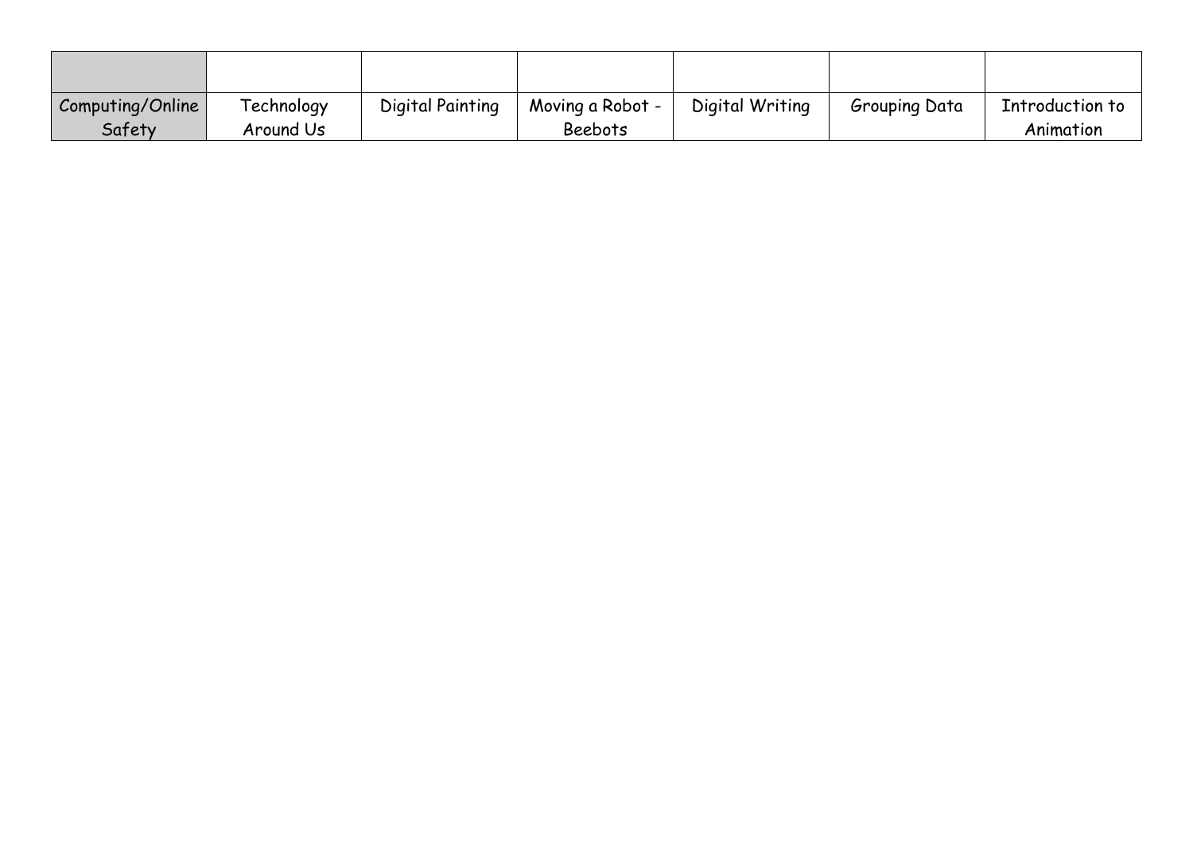| | | | | | | |
|---|---|---|---|---|---|---|
| | | | | | | |
| Computing/Online Safety | Technology Around Us | Digital Painting | Moving a Robot - Beebots | Digital Writing | Grouping Data | Introduction to Animation |